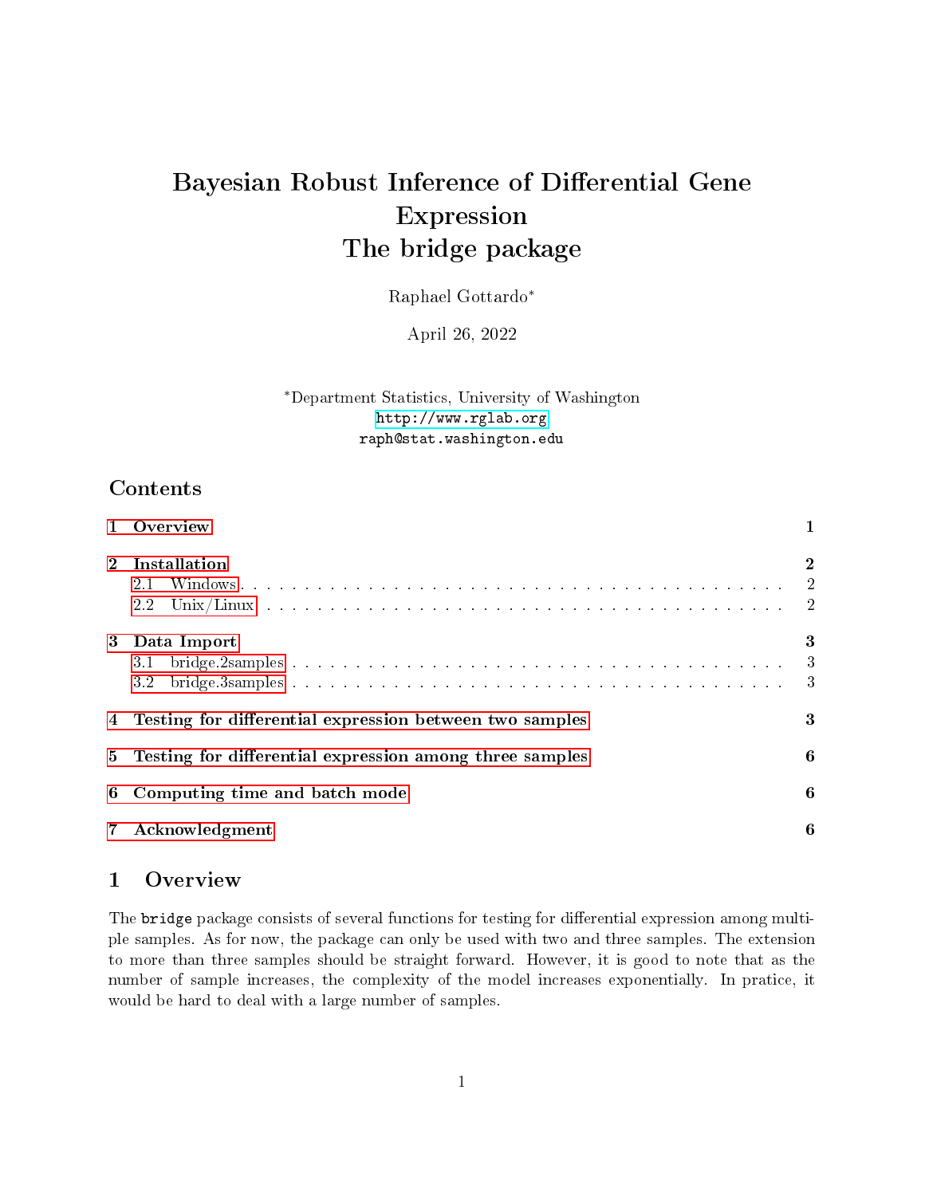# Bayesian Robust Inference of Differential Gene Expression
# The bridge package

Raphael Gottardo*

April 26, 2022

*Department Statistics, University of Washington
http://www.rglab.org
raph@stat.washington.edu

## Contents

- 1 Overview — 1
- 2 Installation — 2
  - 2.1 Windows — 2
  - 2.2 Unix/Linux — 2
- 3 Data Import — 3
  - 3.1 bridge.2samples — 3
  - 3.2 bridge.3samples — 3
- 4 Testing for differential expression between two samples — 3
- 5 Testing for differential expression among three samples — 6
- 6 Computing time and batch mode — 6
- 7 Acknowledgment — 6

## 1 Overview

The `bridge` package consists of several functions for testing for differential expression among multiple samples. As for now, the package can only be used with two and three samples. The extension to more than three samples should be straight forward. However, it is good to note that as the number of sample increases, the complexity of the model increases exponentially. In pratice, it would be hard to deal with a large number of samples.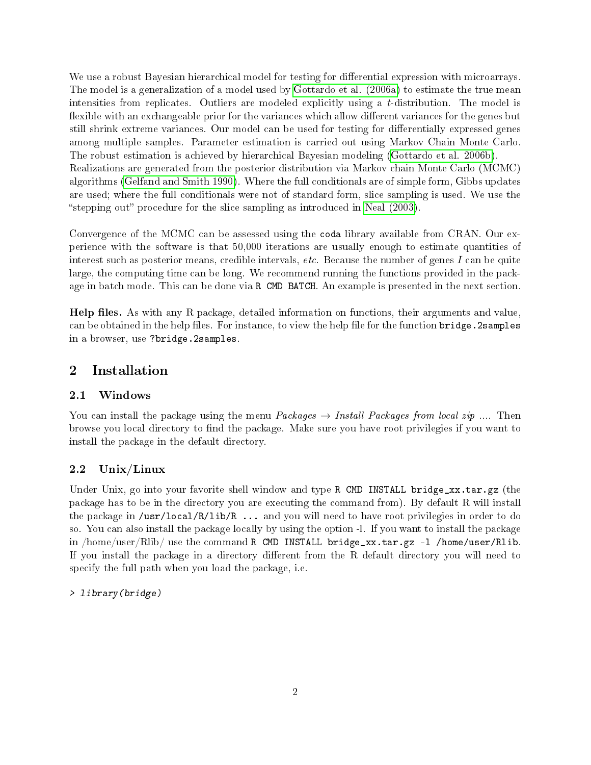We use a robust Bayesian hierarchical model for testing for differential expression with microarrays. The model is a generalization of a model used by Gottardo et al. (2006a) to estimate the true mean intensities from replicates. Outliers are modeled explicitly using a $t$-distribution. The model is flexible with an exchangeable prior for the variances which allow different variances for the genes but still shrink extreme variances. Our model can be used for testing for differentially expressed genes among multiple samples. Parameter estimation is carried out using Markov Chain Monte Carlo. The robust estimation is achieved by hierarchical Bayesian modeling (Gottardo et al. 2006b). Realizations are generated from the posterior distribution via Markov chain Monte Carlo (MCMC) algorithms (Gelfand and Smith 1990). Where the full conditionals are of simple form, Gibbs updates are used; where the full conditionals were not of standard form, slice sampling is used. We use the "stepping out" procedure for the slice sampling as introduced in Neal (2003).

Convergence of the MCMC can be assessed using the `coda` library available from CRAN. Our experience with the software is that 50,000 iterations are usually enough to estimate quantities of interest such as posterior means, credible intervals, *etc*. Because the number of genes $I$ can be quite large, the computing time can be long. We recommend running the functions provided in the package in batch mode. This can be done via `R CMD BATCH`. An example is presented in the next section.

**Help files.** As with any R package, detailed information on functions, their arguments and value, can be obtained in the help files. For instance, to view the help file for the function `bridge.2samples` in a browser, use `?bridge.2samples`.

## 2 Installation

### 2.1 Windows

You can install the package using the menu *Packages* → *Install Packages from local zip ....* Then browse you local directory to find the package. Make sure you have root privilegies if you want to install the package in the default directory.

### 2.2 Unix/Linux

Under Unix, go into your favorite shell window and type `R CMD INSTALL bridge_xx.tar.gz` (the package has to be in the directory you are executing the command from). By default R will install the package in `/usr/local/R/lib/R ...` and you will need to have root privilegies in order to do so. You can also install the package locally by using the option -l. If you want to install the package in /home/user/Rlib/ use the command `R CMD INSTALL bridge_xx.tar.gz -l /home/user/Rlib`. If you install the package in a directory different from the R default directory you will need to specify the full path when you load the package, i.e.

```
> library(bridge)
```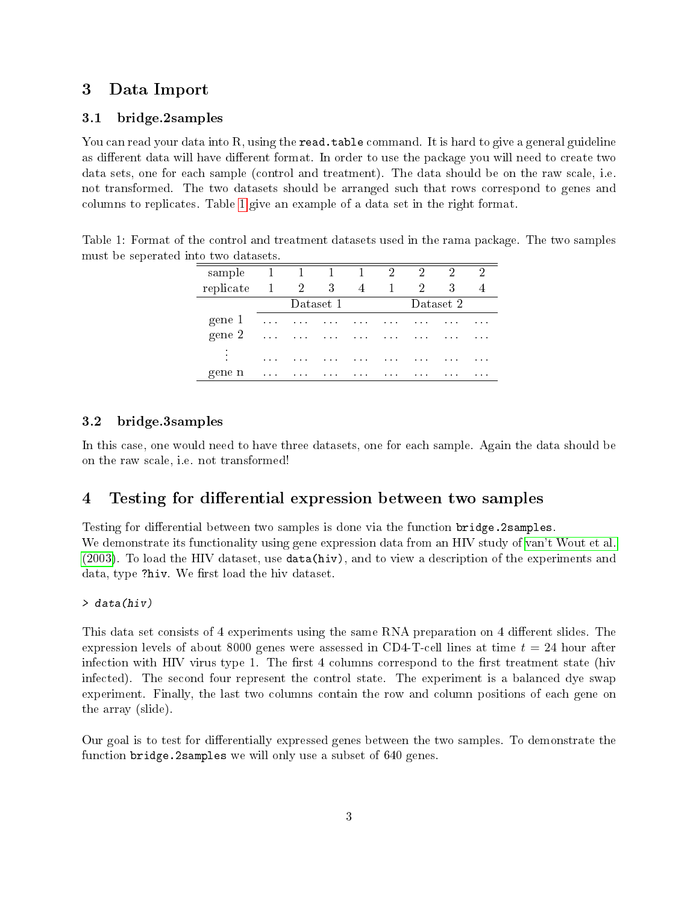## 3 Data Import

### 3.1 bridge.2samples

You can read your data into R, using the `read.table` command. It is hard to give a general guideline as different data will have different format. In order to use the package you will need to create two data sets, one for each sample (control and treatment). The data should be on the raw scale, i.e. not transformed. The two datasets should be arranged such that rows correspond to genes and columns to replicates. Table 1 give an example of a data set in the right format.

Table 1: Format of the control and treatment datasets used in the rama package. The two samples must be seperated into two datasets.

| sample | 1 | 1 | 1 | 1 | 2 | 2 | 2 | 2 |
|---|---|---|---|---|---|---|---|---|
| replicate | 1 | 2 | 3 | 4 | 1 | 2 | 3 | 4 |
| | Dataset 1 | | | | Dataset 2 | | | |
| gene 1 | ... | ... | ... | ... | ... | ... | ... | ... |
| gene 2 | ... | ... | ... | ... | ... | ... | ... | ... |
| ⋮ | ... | ... | ... | ... | ... | ... | ... | ... |
| gene n | ... | ... | ... | ... | ... | ... | ... | ... |

### 3.2 bridge.3samples

In this case, one would need to have three datasets, one for each sample. Again the data should be on the raw scale, i.e. not transformed!

## 4 Testing for differential expression between two samples

Testing for differential between two samples is done via the function `bridge.2samples`.
We demonstrate its functionality using gene expression data from an HIV study of van't Wout et al. (2003). To load the HIV dataset, use `data(hiv)`, and to view a description of the experiments and data, type `?hiv`. We first load the hiv dataset.

```
> data(hiv)
```

This data set consists of 4 experiments using the same RNA preparation on 4 different slides. The expression levels of about 8000 genes were assessed in CD4-T-cell lines at time $t = 24$ hour after infection with HIV virus type 1. The first 4 columns correspond to the first treatment state (hiv infected). The second four represent the control state. The experiment is a balanced dye swap experiment. Finally, the last two columns contain the row and column positions of each gene on the array (slide).

Our goal is to test for differentially expressed genes between the two samples. To demonstrate the function `bridge.2samples` we will only use a subset of 640 genes.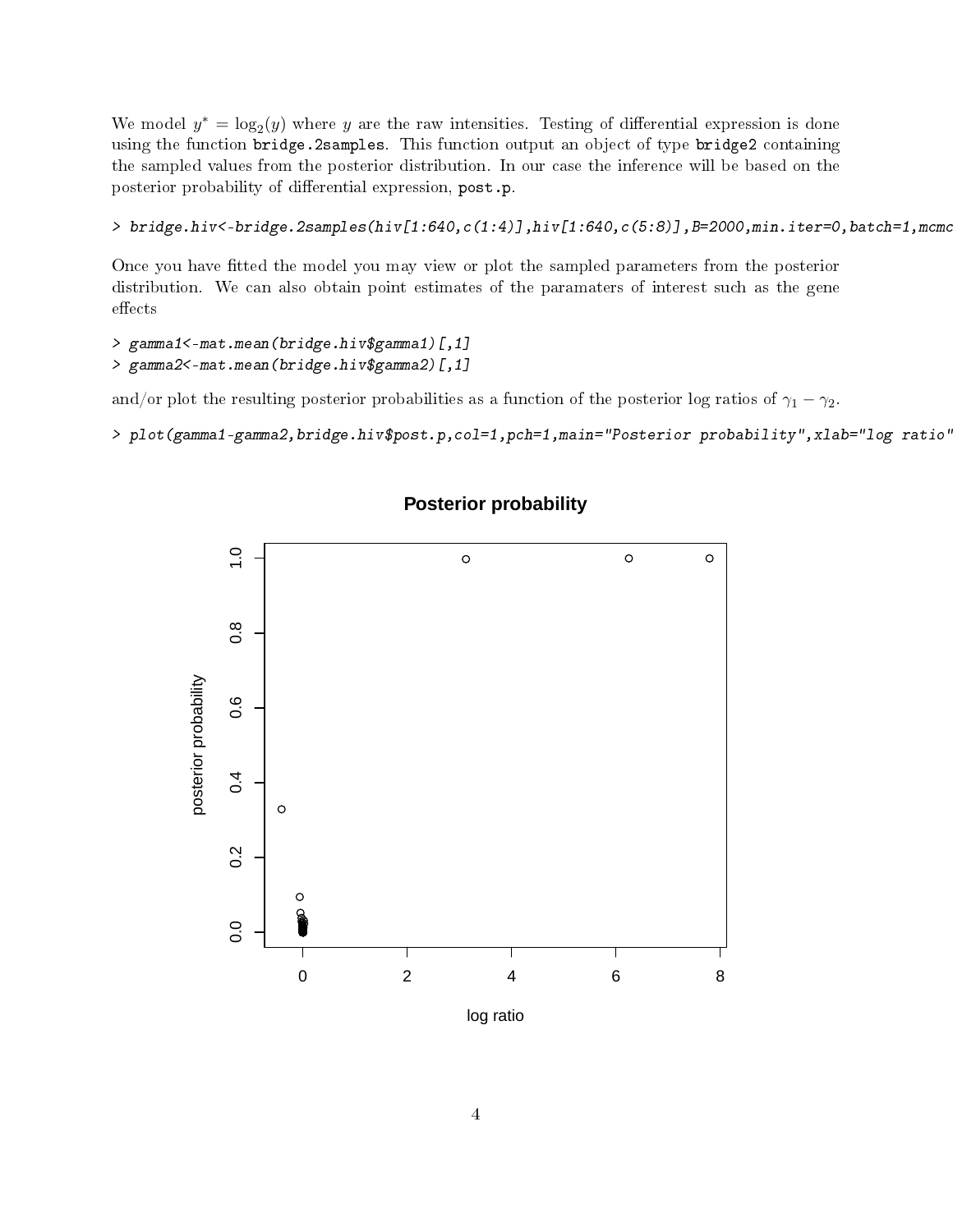We model $y^* = \log_2(y)$ where $y$ are the raw intensities. Testing of differential expression is done using the function bridge.2samples. This function output an object of type bridge2 containing the sampled values from the posterior distribution. In our case the inference will be based on the posterior probability of differential expression, post.p.

```
> bridge.hiv<-bridge.2samples(hiv[1:640,c(1:4)],hiv[1:640,c(5:8)],B=2000,min.iter=0,batch=1,mcmc
```

Once you have fitted the model you may view or plot the sampled parameters from the posterior distribution. We can also obtain point estimates of the paramaters of interest such as the gene effects

```
> gamma1<-mat.mean(bridge.hiv$gamma1)[,1]
> gamma2<-mat.mean(bridge.hiv$gamma2)[,1]
```

and/or plot the resulting posterior probabilities as a function of the posterior log ratios of $\gamma_1 - \gamma_2$.

```
> plot(gamma1-gamma2,bridge.hiv$post.p,col=1,pch=1,main="Posterior probability",xlab="log ratio"
```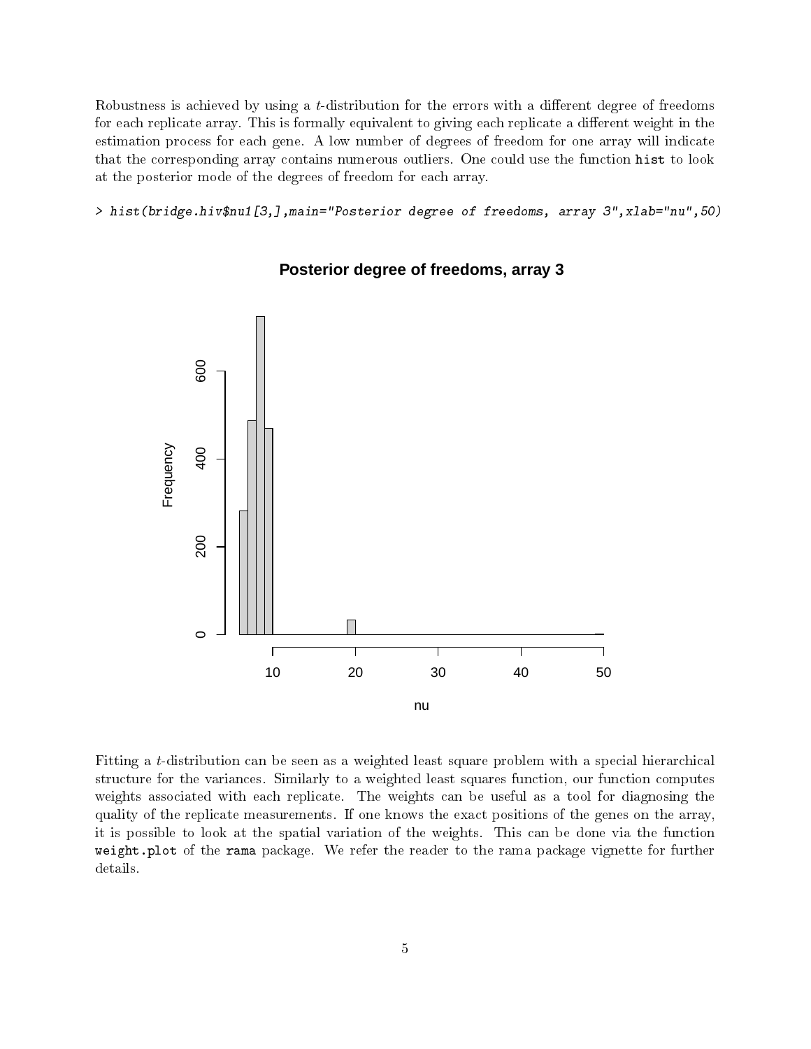Robustness is achieved by using a $t$-distribution for the errors with a different degree of freedoms for each replicate array. This is formally equivalent to giving each replicate a different weight in the estimation process for each gene. A low number of degrees of freedom for one array will indicate that the corresponding array contains numerous outliers. One could use the function `hist` to look at the posterior mode of the degrees of freedom for each array.

```
> hist(bridge.hiv$nu1[3,],main="Posterior degree of freedoms, array 3",xlab="nu",50)
```

Fitting a $t$-distribution can be seen as a weighted least square problem with a special hierarchical structure for the variances. Similarly to a weighted least squares function, our function computes weights associated with each replicate. The weights can be useful as a tool for diagnosing the quality of the replicate measurements. If one knows the exact positions of the genes on the array, it is possible to look at the spatial variation of the weights. This can be done via the function `weight.plot` of the `rama` package. We refer the reader to the rama package vignette for further details.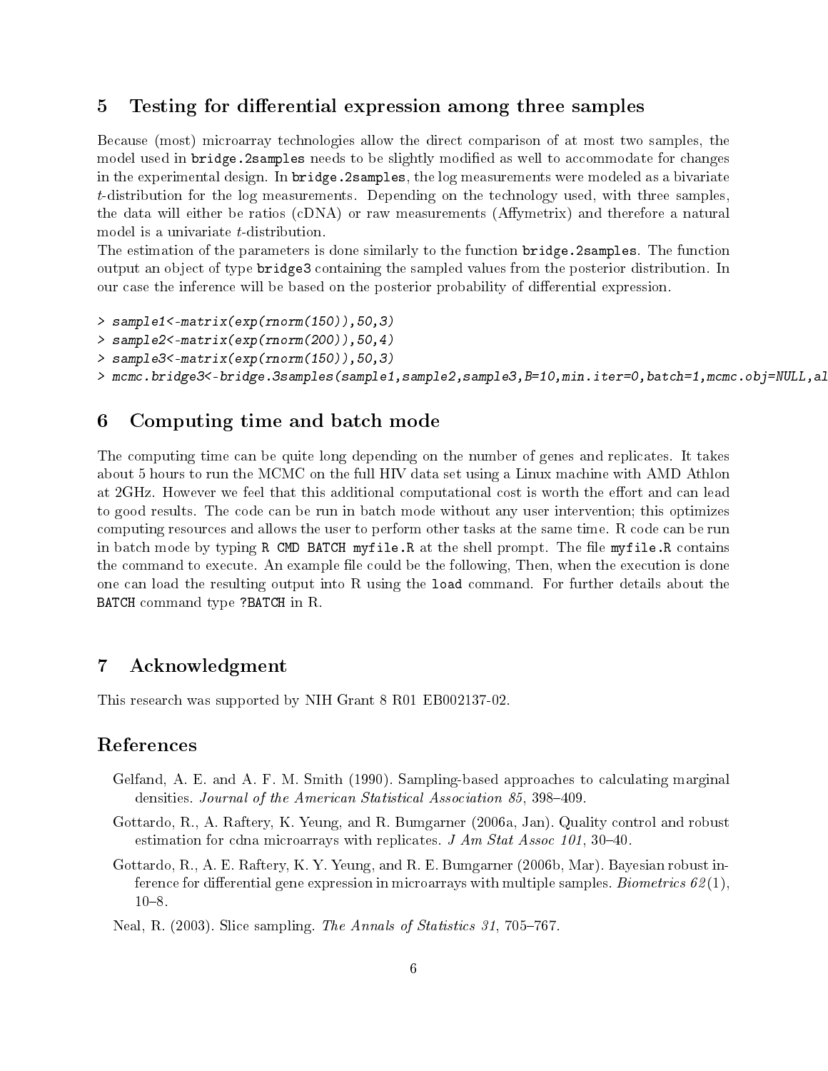## 5 Testing for differential expression among three samples

Because (most) microarray technologies allow the direct comparison of at most two samples, the model used in `bridge.2samples` needs to be slightly modified as well to accommodate for changes in the experimental design. In `bridge.2samples`, the log measurements were modeled as a bivariate $t$-distribution for the log measurements. Depending on the technology used, with three samples, the data will either be ratios (cDNA) or raw measurements (Affymetrix) and therefore a natural model is a univariate $t$-distribution.

The estimation of the parameters is done similarly to the function `bridge.2samples`. The function output an object of type `bridge3` containing the sampled values from the posterior distribution. In our case the inference will be based on the posterior probability of differential expression.

```
> sample1<-matrix(exp(rnorm(150)),50,3)
> sample2<-matrix(exp(rnorm(200)),50,4)
> sample3<-matrix(exp(rnorm(150)),50,3)
> mcmc.bridge3<-bridge.3samples(sample1,sample2,sample3,B=10,min.iter=0,batch=1,mcmc.obj=NULL,al
```

## 6 Computing time and batch mode

The computing time can be quite long depending on the number of genes and replicates. It takes about 5 hours to run the MCMC on the full HIV data set using a Linux machine with AMD Athlon at 2GHz. However we feel that this additional computational cost is worth the effort and can lead to good results. The code can be run in batch mode without any user intervention; this optimizes computing resources and allows the user to perform other tasks at the same time. R code can be run in batch mode by typing `R CMD BATCH myfile.R` at the shell prompt. The file `myfile.R` contains the command to execute. An example file could be the following, Then, when the execution is done one can load the resulting output into R using the `load` command. For further details about the `BATCH` command type `?BATCH` in R.

## 7 Acknowledgment

This research was supported by NIH Grant 8 R01 EB002137-02.

## References

Gelfand, A. E. and A. F. M. Smith (1990). Sampling-based approaches to calculating marginal densities. *Journal of the American Statistical Association 85*, 398–409.

Gottardo, R., A. Raftery, K. Yeung, and R. Bumgarner (2006a, Jan). Quality control and robust estimation for cdna microarrays with replicates. *J Am Stat Assoc 101*, 30–40.

Gottardo, R., A. E. Raftery, K. Y. Yeung, and R. E. Bumgarner (2006b, Mar). Bayesian robust inference for differential gene expression in microarrays with multiple samples. *Biometrics 62*(1), 10–8.

Neal, R. (2003). Slice sampling. *The Annals of Statistics 31*, 705–767.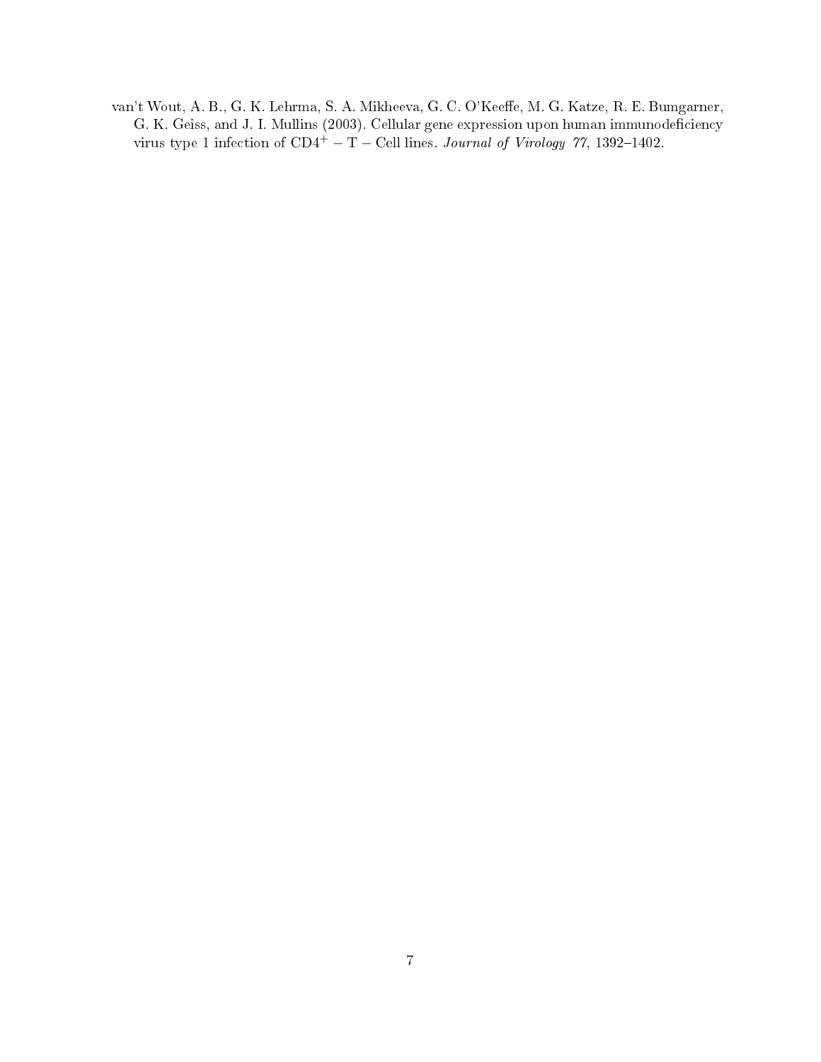van't Wout, A. B., G. K. Lehrma, S. A. Mikheeva, G. C. O'Keeffe, M. G. Katze, R. E. Bumgarner, G. K. Geiss, and J. I. Mullins (2003). Cellular gene expression upon human immunodeficiency virus type 1 infection of $\mathrm{CD4}^{+}-\mathrm{T}-\mathrm{Cell}$ lines. *Journal of Virology 77*, 1392–1402.